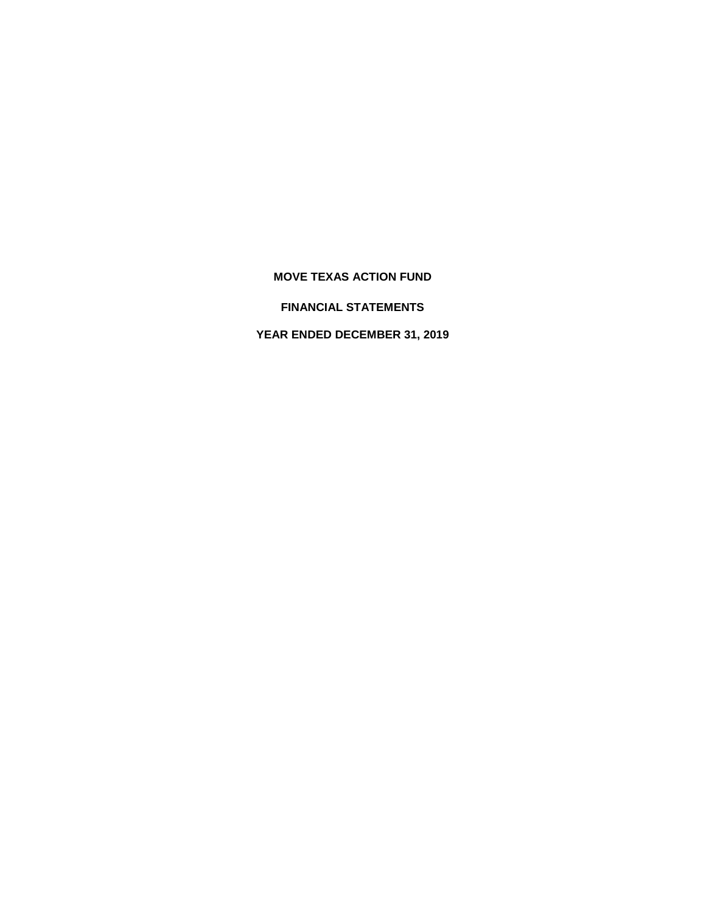# MOVE TEXAS ACTION FUND

## FINANCIAL STATEMENTS

## YEAR ENDED DECEMBER 31, 2019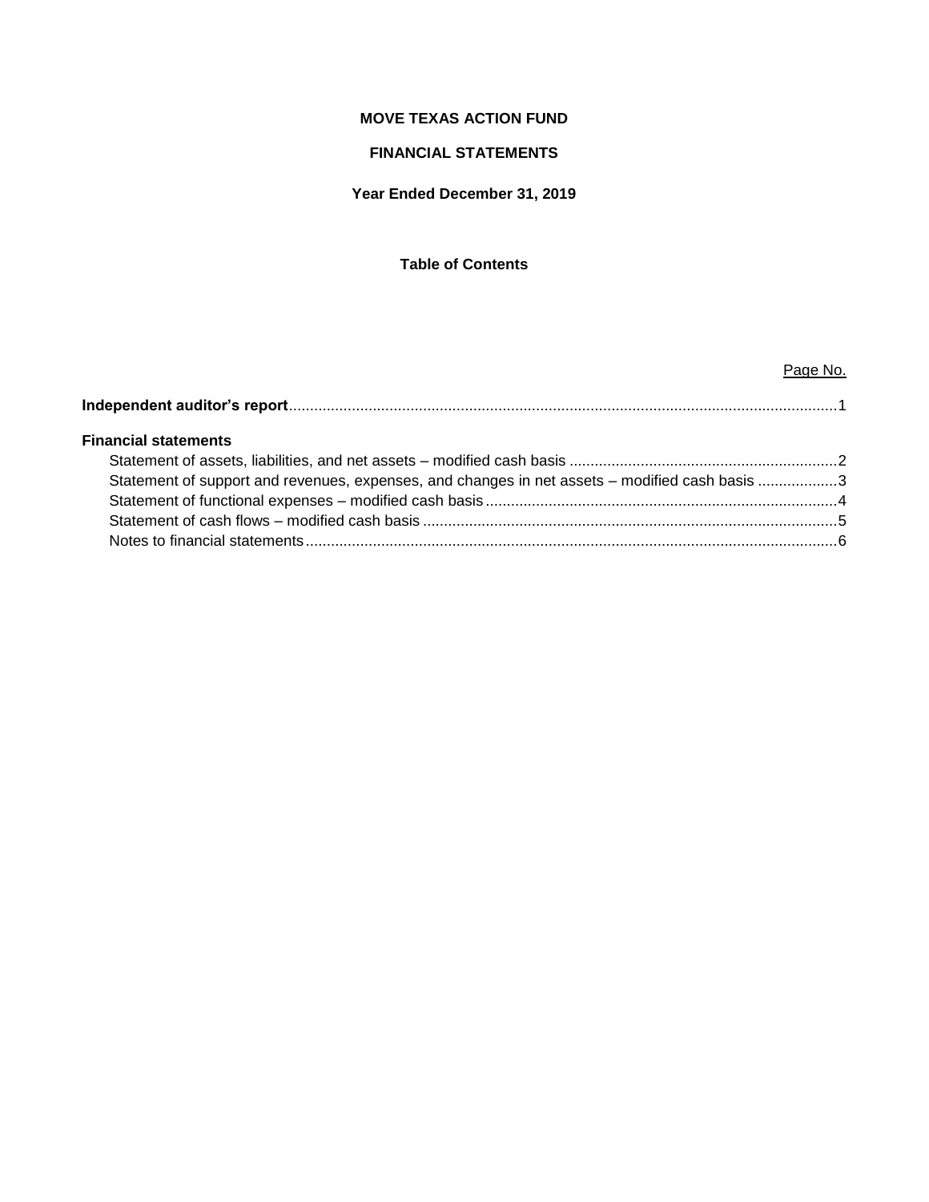**MOVE TEXAS ACTION FUND**

**FINANCIAL STATEMENTS**

**Year Ended December 31, 2019**

**Table of Contents**

| | Page No. |
|---|---|
| **Independent auditor's report** | 1 |
| **Financial statements** | |
| Statement of assets, liabilities, and net assets – modified cash basis | 2 |
| Statement of support and revenues, expenses, and changes in net assets – modified cash basis | 3 |
| Statement of functional expenses – modified cash basis | 4 |
| Statement of cash flows – modified cash basis | 5 |
| Notes to financial statements | 6 |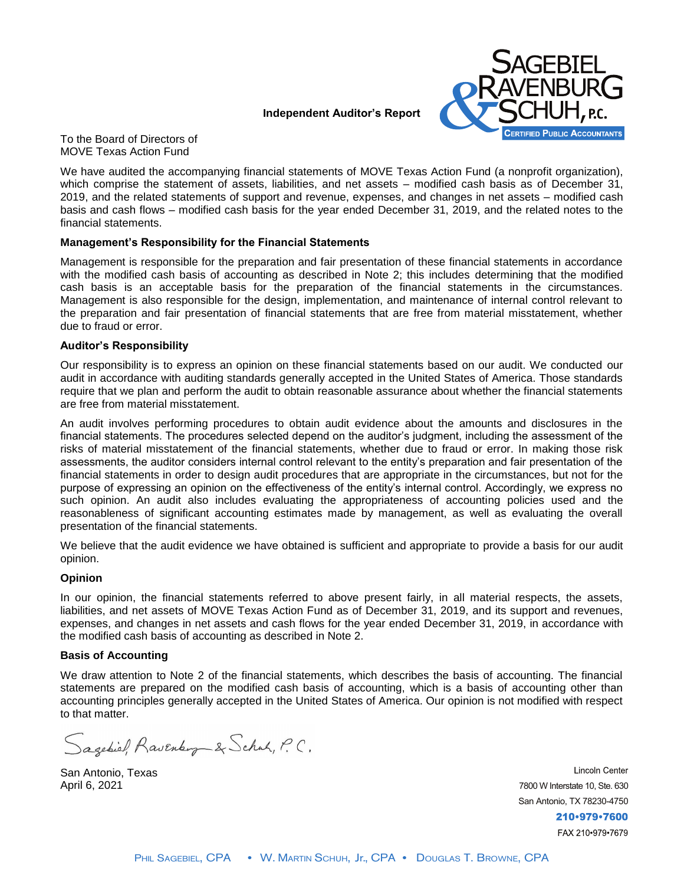# Independent Auditor's Report

To the Board of Directors of
MOVE Texas Action Fund

We have audited the accompanying financial statements of MOVE Texas Action Fund (a nonprofit organization), which comprise the statement of assets, liabilities, and net assets – modified cash basis as of December 31, 2019, and the related statements of support and revenue, expenses, and changes in net assets – modified cash basis and cash flows – modified cash basis for the year ended December 31, 2019, and the related notes to the financial statements.

### Management's Responsibility for the Financial Statements

Management is responsible for the preparation and fair presentation of these financial statements in accordance with the modified cash basis of accounting as described in Note 2; this includes determining that the modified cash basis is an acceptable basis for the preparation of the financial statements in the circumstances. Management is also responsible for the design, implementation, and maintenance of internal control relevant to the preparation and fair presentation of financial statements that are free from material misstatement, whether due to fraud or error.

### Auditor's Responsibility

Our responsibility is to express an opinion on these financial statements based on our audit. We conducted our audit in accordance with auditing standards generally accepted in the United States of America. Those standards require that we plan and perform the audit to obtain reasonable assurance about whether the financial statements are free from material misstatement.

An audit involves performing procedures to obtain audit evidence about the amounts and disclosures in the financial statements. The procedures selected depend on the auditor's judgment, including the assessment of the risks of material misstatement of the financial statements, whether due to fraud or error. In making those risk assessments, the auditor considers internal control relevant to the entity's preparation and fair presentation of the financial statements in order to design audit procedures that are appropriate in the circumstances, but not for the purpose of expressing an opinion on the effectiveness of the entity's internal control. Accordingly, we express no such opinion. An audit also includes evaluating the appropriateness of accounting policies used and the reasonableness of significant accounting estimates made by management, as well as evaluating the overall presentation of the financial statements.

We believe that the audit evidence we have obtained is sufficient and appropriate to provide a basis for our audit opinion.

### Opinion

In our opinion, the financial statements referred to above present fairly, in all material respects, the assets, liabilities, and net assets of MOVE Texas Action Fund as of December 31, 2019, and its support and revenues, expenses, and changes in net assets and cash flows for the year ended December 31, 2019, in accordance with the modified cash basis of accounting as described in Note 2.

### Basis of Accounting

We draw attention to Note 2 of the financial statements, which describes the basis of accounting. The financial statements are prepared on the modified cash basis of accounting, which is a basis of accounting other than accounting principles generally accepted in the United States of America. Our opinion is not modified with respect to that matter.

Sagebiel, Ravenburg & Schuh, P.C.

San Antonio, Texas
April 6, 2021

Sagebiel Ravenburg & Schuh, P.C.
Certified Public Accountants

Lincoln Center
7800 W Interstate 10, Ste. 630
San Antonio, TX 78230-4750
210•979•7600
FAX 210•979•7679

Phil Sagebiel, CPA • W. Martin Schuh, Jr., CPA • Douglas T. Browne, CPA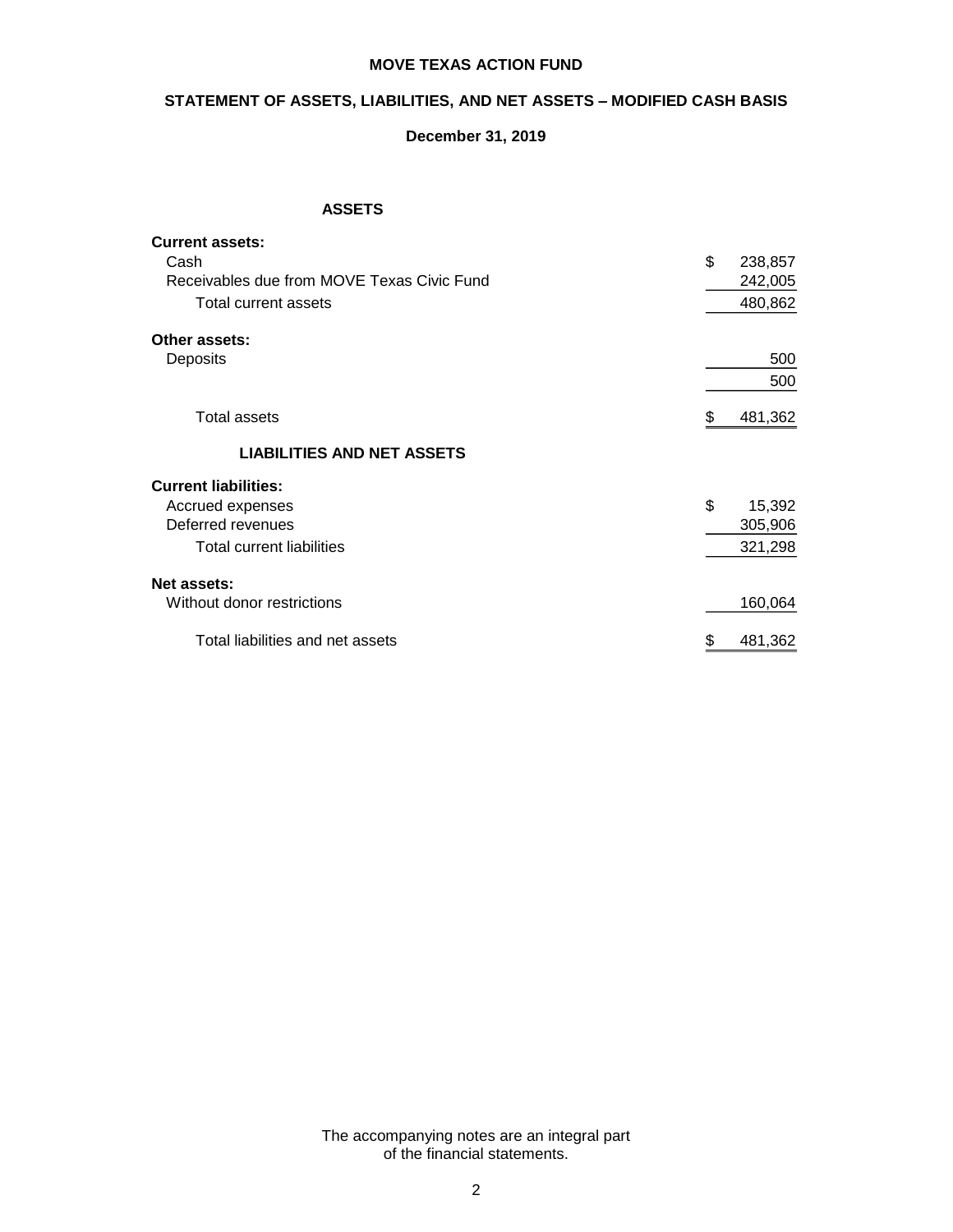# MOVE TEXAS ACTION FUND

## STATEMENT OF ASSETS, LIABILITIES, AND NET ASSETS – MODIFIED CASH BASIS

### December 31, 2019

| ASSETS | |
|---|---|
| **Current assets:** | |
| Cash | $ 238,857 |
| Receivables due from MOVE Texas Civic Fund | 242,005 |
| Total current assets | 480,862 |
| **Other assets:** | |
| Deposits | 500 |
| | 500 |
| Total assets | $ 481,362 |
| **LIABILITIES AND NET ASSETS** | |
| **Current liabilities:** | |
| Accrued expenses | $ 15,392 |
| Deferred revenues | 305,906 |
| Total current liabilities | 321,298 |
| **Net assets:** | |
| Without donor restrictions | 160,064 |
| Total liabilities and net assets | $ 481,362 |

The accompanying notes are an integral part of the financial statements.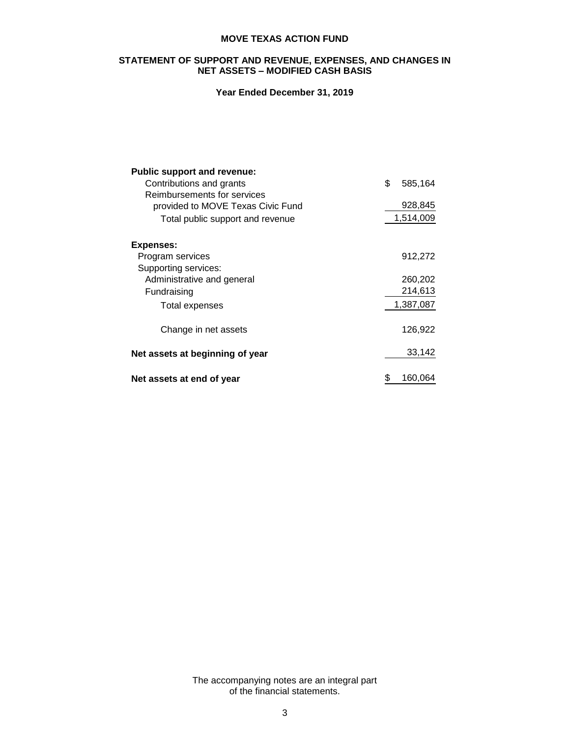**MOVE TEXAS ACTION FUND**

**STATEMENT OF SUPPORT AND REVENUE, EXPENSES, AND CHANGES IN NET ASSETS – MODIFIED CASH BASIS**

**Year Ended December 31, 2019**

| | |
|---|---|
| **Public support and revenue:** | |
| Contributions and grants | $ 585,164 |
| Reimbursements for services provided to MOVE Texas Civic Fund | 928,845 |
| Total public support and revenue | 1,514,009 |
| **Expenses:** | |
| Program services | 912,272 |
| Supporting services: | |
| Administrative and general | 260,202 |
| Fundraising | 214,613 |
| Total expenses | 1,387,087 |
| Change in net assets | 126,922 |
| **Net assets at beginning of year** | 33,142 |
| **Net assets at end of year** | $ 160,064 |

The accompanying notes are an integral part of the financial statements.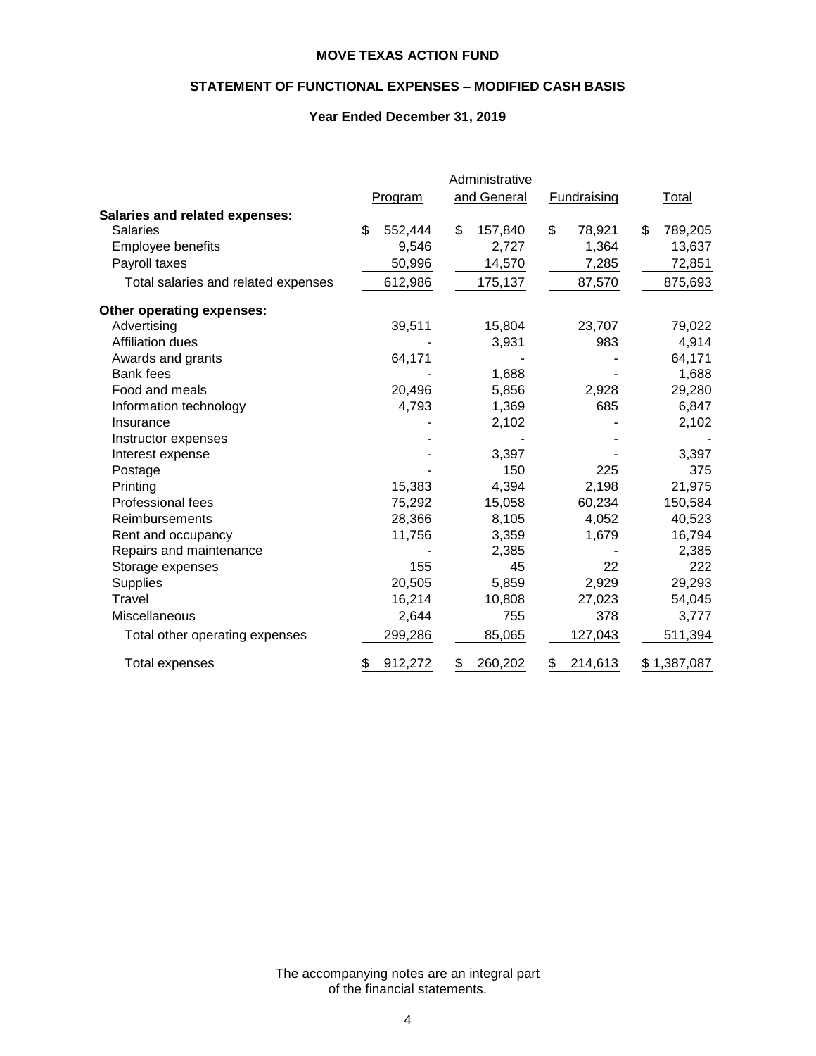# MOVE TEXAS ACTION FUND

## STATEMENT OF FUNCTIONAL EXPENSES – MODIFIED CASH BASIS

### Year Ended December 31, 2019

| | Program | Administrative and General | Fundraising | Total |
|---|---|---|---|---|
| **Salaries and related expenses:** | | | | |
| Salaries | $ 552,444 | $ 157,840 | $ 78,921 | $ 789,205 |
| Employee benefits | 9,546 | 2,727 | 1,364 | 13,637 |
| Payroll taxes | 50,996 | 14,570 | 7,285 | 72,851 |
| Total salaries and related expenses | 612,986 | 175,137 | 87,570 | 875,693 |
| **Other operating expenses:** | | | | |
| Advertising | 39,511 | 15,804 | 23,707 | 79,022 |
| Affiliation dues | - | 3,931 | 983 | 4,914 |
| Awards and grants | 64,171 | - | - | 64,171 |
| Bank fees | - | 1,688 | - | 1,688 |
| Food and meals | 20,496 | 5,856 | 2,928 | 29,280 |
| Information technology | 4,793 | 1,369 | 685 | 6,847 |
| Insurance | - | 2,102 | - | 2,102 |
| Instructor expenses | - | - | - | - |
| Interest expense | - | 3,397 | - | 3,397 |
| Postage | - | 150 | 225 | 375 |
| Printing | 15,383 | 4,394 | 2,198 | 21,975 |
| Professional fees | 75,292 | 15,058 | 60,234 | 150,584 |
| Reimbursements | 28,366 | 8,105 | 4,052 | 40,523 |
| Rent and occupancy | 11,756 | 3,359 | 1,679 | 16,794 |
| Repairs and maintenance | - | 2,385 | - | 2,385 |
| Storage expenses | 155 | 45 | 22 | 222 |
| Supplies | 20,505 | 5,859 | 2,929 | 29,293 |
| Travel | 16,214 | 10,808 | 27,023 | 54,045 |
| Miscellaneous | 2,644 | 755 | 378 | 3,777 |
| Total other operating expenses | 299,286 | 85,065 | 127,043 | 511,394 |
| Total expenses | $ 912,272 | $ 260,202 | $ 214,613 | $ 1,387,087 |

The accompanying notes are an integral part of the financial statements.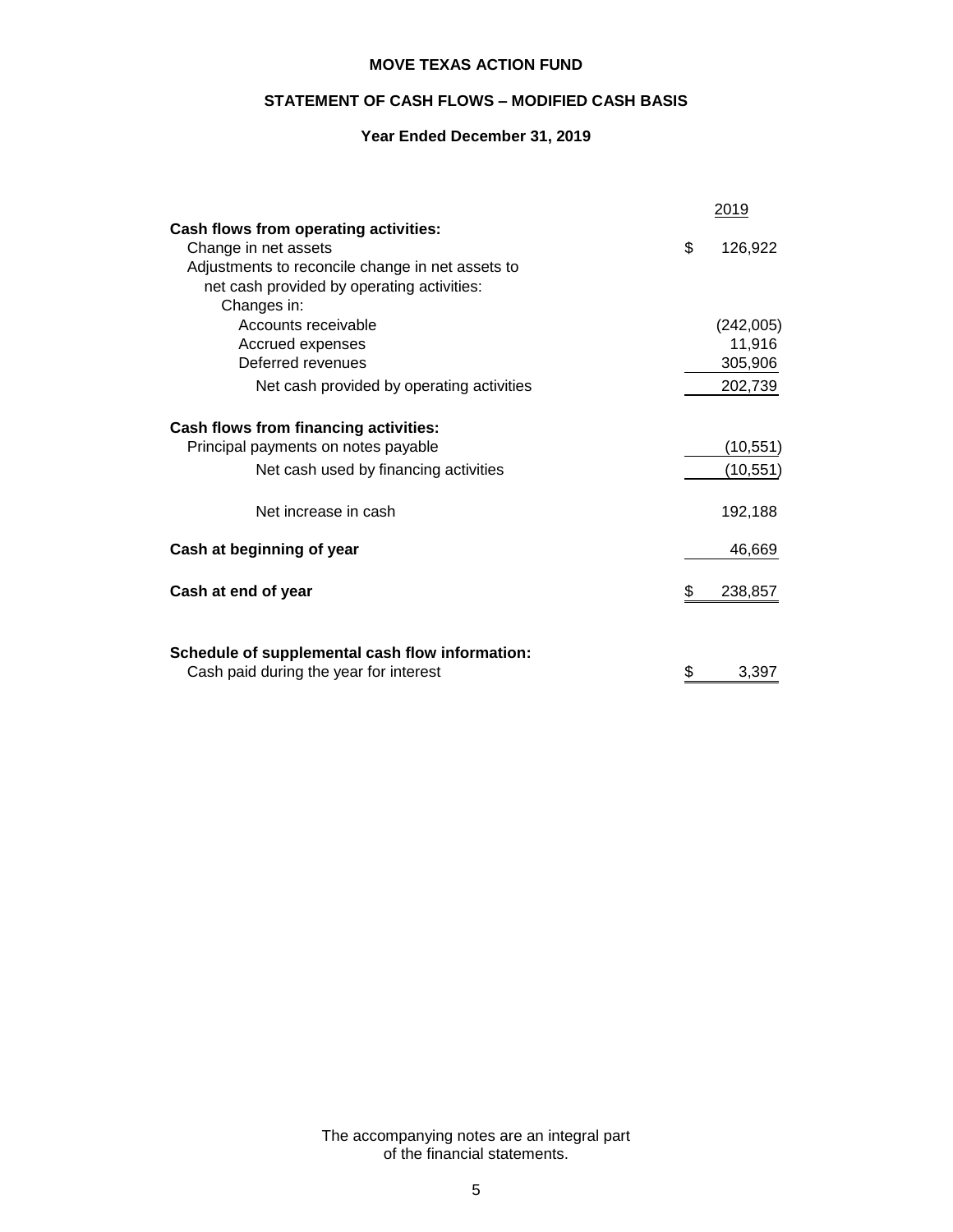**MOVE TEXAS ACTION FUND**

**STATEMENT OF CASH FLOWS – MODIFIED CASH BASIS**

**Year Ended December 31, 2019**

| | 2019 |
|---|---|
| **Cash flows from operating activities:** | |
| Change in net assets | $ 126,922 |
| Adjustments to reconcile change in net assets to net cash provided by operating activities: | |
| Changes in: | |
| Accounts receivable | (242,005) |
| Accrued expenses | 11,916 |
| Deferred revenues | 305,906 |
| Net cash provided by operating activities | 202,739 |
| **Cash flows from financing activities:** | |
| Principal payments on notes payable | (10,551) |
| Net cash used by financing activities | (10,551) |
| Net increase in cash | 192,188 |
| **Cash at beginning of year** | 46,669 |
| **Cash at end of year** | $ 238,857 |
| **Schedule of supplemental cash flow information:** | |
| Cash paid during the year for interest | $ 3,397 |

The accompanying notes are an integral part of the financial statements.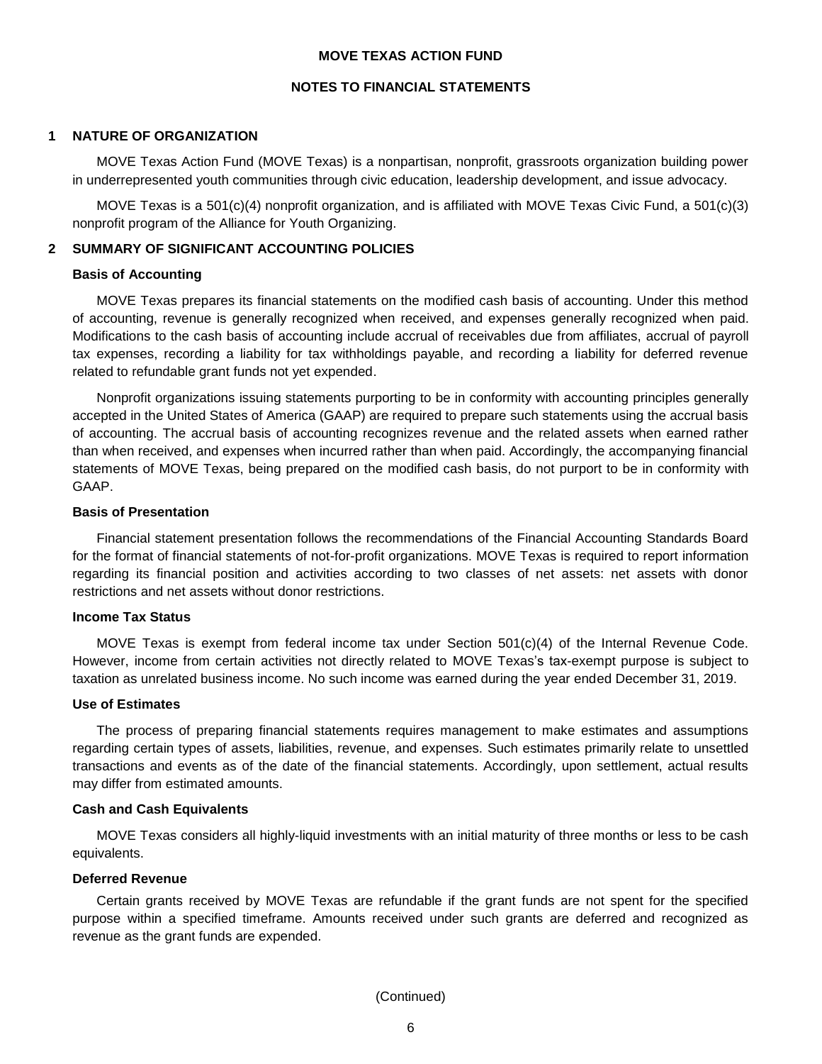# MOVE TEXAS ACTION FUND

## NOTES TO FINANCIAL STATEMENTS

## 1 NATURE OF ORGANIZATION

MOVE Texas Action Fund (MOVE Texas) is a nonpartisan, nonprofit, grassroots organization building power in underrepresented youth communities through civic education, leadership development, and issue advocacy.

MOVE Texas is a 501(c)(4) nonprofit organization, and is affiliated with MOVE Texas Civic Fund, a 501(c)(3) nonprofit program of the Alliance for Youth Organizing.

## 2 SUMMARY OF SIGNIFICANT ACCOUNTING POLICIES

### Basis of Accounting

MOVE Texas prepares its financial statements on the modified cash basis of accounting. Under this method of accounting, revenue is generally recognized when received, and expenses generally recognized when paid. Modifications to the cash basis of accounting include accrual of receivables due from affiliates, accrual of payroll tax expenses, recording a liability for tax withholdings payable, and recording a liability for deferred revenue related to refundable grant funds not yet expended.

Nonprofit organizations issuing statements purporting to be in conformity with accounting principles generally accepted in the United States of America (GAAP) are required to prepare such statements using the accrual basis of accounting. The accrual basis of accounting recognizes revenue and the related assets when earned rather than when received, and expenses when incurred rather than when paid. Accordingly, the accompanying financial statements of MOVE Texas, being prepared on the modified cash basis, do not purport to be in conformity with GAAP.

### Basis of Presentation

Financial statement presentation follows the recommendations of the Financial Accounting Standards Board for the format of financial statements of not-for-profit organizations. MOVE Texas is required to report information regarding its financial position and activities according to two classes of net assets: net assets with donor restrictions and net assets without donor restrictions.

### Income Tax Status

MOVE Texas is exempt from federal income tax under Section 501(c)(4) of the Internal Revenue Code. However, income from certain activities not directly related to MOVE Texas's tax-exempt purpose is subject to taxation as unrelated business income. No such income was earned during the year ended December 31, 2019.

### Use of Estimates

The process of preparing financial statements requires management to make estimates and assumptions regarding certain types of assets, liabilities, revenue, and expenses. Such estimates primarily relate to unsettled transactions and events as of the date of the financial statements. Accordingly, upon settlement, actual results may differ from estimated amounts.

### Cash and Cash Equivalents

MOVE Texas considers all highly-liquid investments with an initial maturity of three months or less to be cash equivalents.

### Deferred Revenue

Certain grants received by MOVE Texas are refundable if the grant funds are not spent for the specified purpose within a specified timeframe. Amounts received under such grants are deferred and recognized as revenue as the grant funds are expended.

(Continued)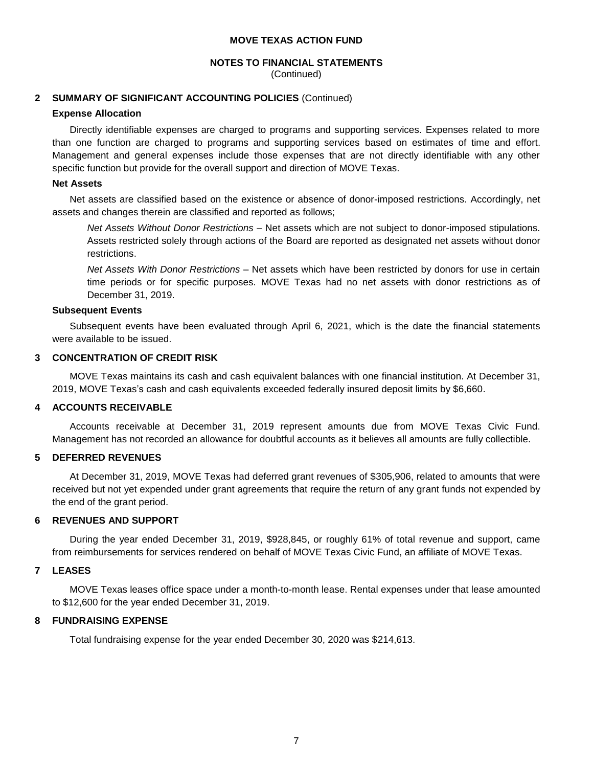**MOVE TEXAS ACTION FUND**

**NOTES TO FINANCIAL STATEMENTS**
(Continued)

## 2 SUMMARY OF SIGNIFICANT ACCOUNTING POLICIES (Continued)

### Expense Allocation

Directly identifiable expenses are charged to programs and supporting services. Expenses related to more than one function are charged to programs and supporting services based on estimates of time and effort. Management and general expenses include those expenses that are not directly identifiable with any other specific function but provide for the overall support and direction of MOVE Texas.

### Net Assets

Net assets are classified based on the existence or absence of donor-imposed restrictions. Accordingly, net assets and changes therein are classified and reported as follows;

*Net Assets Without Donor Restrictions* – Net assets which are not subject to donor-imposed stipulations. Assets restricted solely through actions of the Board are reported as designated net assets without donor restrictions.

*Net Assets With Donor Restrictions* – Net assets which have been restricted by donors for use in certain time periods or for specific purposes. MOVE Texas had no net assets with donor restrictions as of December 31, 2019.

### Subsequent Events

Subsequent events have been evaluated through April 6, 2021, which is the date the financial statements were available to be issued.

## 3 CONCENTRATION OF CREDIT RISK

MOVE Texas maintains its cash and cash equivalent balances with one financial institution. At December 31, 2019, MOVE Texas's cash and cash equivalents exceeded federally insured deposit limits by $6,660.

## 4 ACCOUNTS RECEIVABLE

Accounts receivable at December 31, 2019 represent amounts due from MOVE Texas Civic Fund. Management has not recorded an allowance for doubtful accounts as it believes all amounts are fully collectible.

## 5 DEFERRED REVENUES

At December 31, 2019, MOVE Texas had deferred grant revenues of $305,906, related to amounts that were received but not yet expended under grant agreements that require the return of any grant funds not expended by the end of the grant period.

## 6 REVENUES AND SUPPORT

During the year ended December 31, 2019, $928,845, or roughly 61% of total revenue and support, came from reimbursements for services rendered on behalf of MOVE Texas Civic Fund, an affiliate of MOVE Texas.

## 7 LEASES

MOVE Texas leases office space under a month-to-month lease. Rental expenses under that lease amounted to $12,600 for the year ended December 31, 2019.

## 8 FUNDRAISING EXPENSE

Total fundraising expense for the year ended December 30, 2020 was $214,613.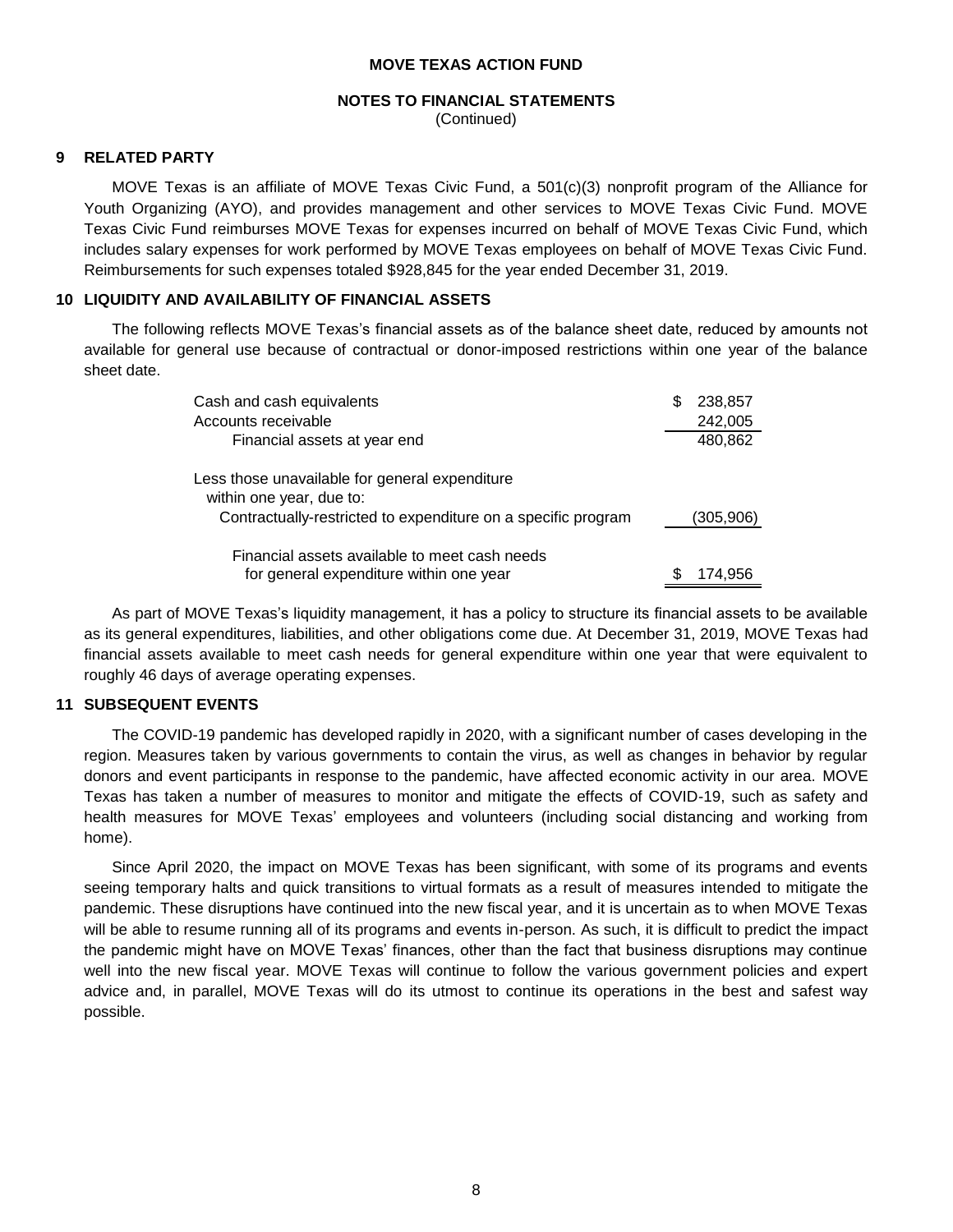**MOVE TEXAS ACTION FUND**

**NOTES TO FINANCIAL STATEMENTS**
(Continued)

## 9 RELATED PARTY

MOVE Texas is an affiliate of MOVE Texas Civic Fund, a 501(c)(3) nonprofit program of the Alliance for Youth Organizing (AYO), and provides management and other services to MOVE Texas Civic Fund. MOVE Texas Civic Fund reimburses MOVE Texas for expenses incurred on behalf of MOVE Texas Civic Fund, which includes salary expenses for work performed by MOVE Texas employees on behalf of MOVE Texas Civic Fund. Reimbursements for such expenses totaled $928,845 for the year ended December 31, 2019.

## 10 LIQUIDITY AND AVAILABILITY OF FINANCIAL ASSETS

The following reflects MOVE Texas's financial assets as of the balance sheet date, reduced by amounts not available for general use because of contractual or donor-imposed restrictions within one year of the balance sheet date.

| | |
|---|---|
| Cash and cash equivalents | $ 238,857 |
| Accounts receivable | 242,005 |
| Financial assets at year end | 480,862 |
| Less those unavailable for general expenditure within one year, due to: | |
| Contractually-restricted to expenditure on a specific program | (305,906) |
| Financial assets available to meet cash needs for general expenditure within one year | $ 174,956 |

As part of MOVE Texas's liquidity management, it has a policy to structure its financial assets to be available as its general expenditures, liabilities, and other obligations come due. At December 31, 2019, MOVE Texas had financial assets available to meet cash needs for general expenditure within one year that were equivalent to roughly 46 days of average operating expenses.

## 11 SUBSEQUENT EVENTS

The COVID-19 pandemic has developed rapidly in 2020, with a significant number of cases developing in the region. Measures taken by various governments to contain the virus, as well as changes in behavior by regular donors and event participants in response to the pandemic, have affected economic activity in our area. MOVE Texas has taken a number of measures to monitor and mitigate the effects of COVID-19, such as safety and health measures for MOVE Texas' employees and volunteers (including social distancing and working from home).

Since April 2020, the impact on MOVE Texas has been significant, with some of its programs and events seeing temporary halts and quick transitions to virtual formats as a result of measures intended to mitigate the pandemic. These disruptions have continued into the new fiscal year, and it is uncertain as to when MOVE Texas will be able to resume running all of its programs and events in-person. As such, it is difficult to predict the impact the pandemic might have on MOVE Texas' finances, other than the fact that business disruptions may continue well into the new fiscal year. MOVE Texas will continue to follow the various government policies and expert advice and, in parallel, MOVE Texas will do its utmost to continue its operations in the best and safest way possible.